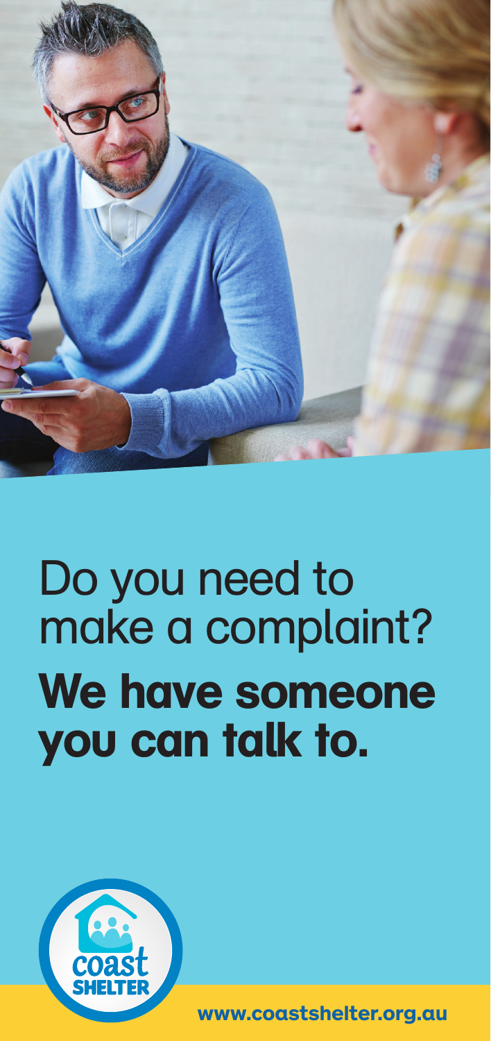# Do you need to make a complaint?

## **We have someone you can talk to.**

coast SHELTER

www.coastshelter.org.au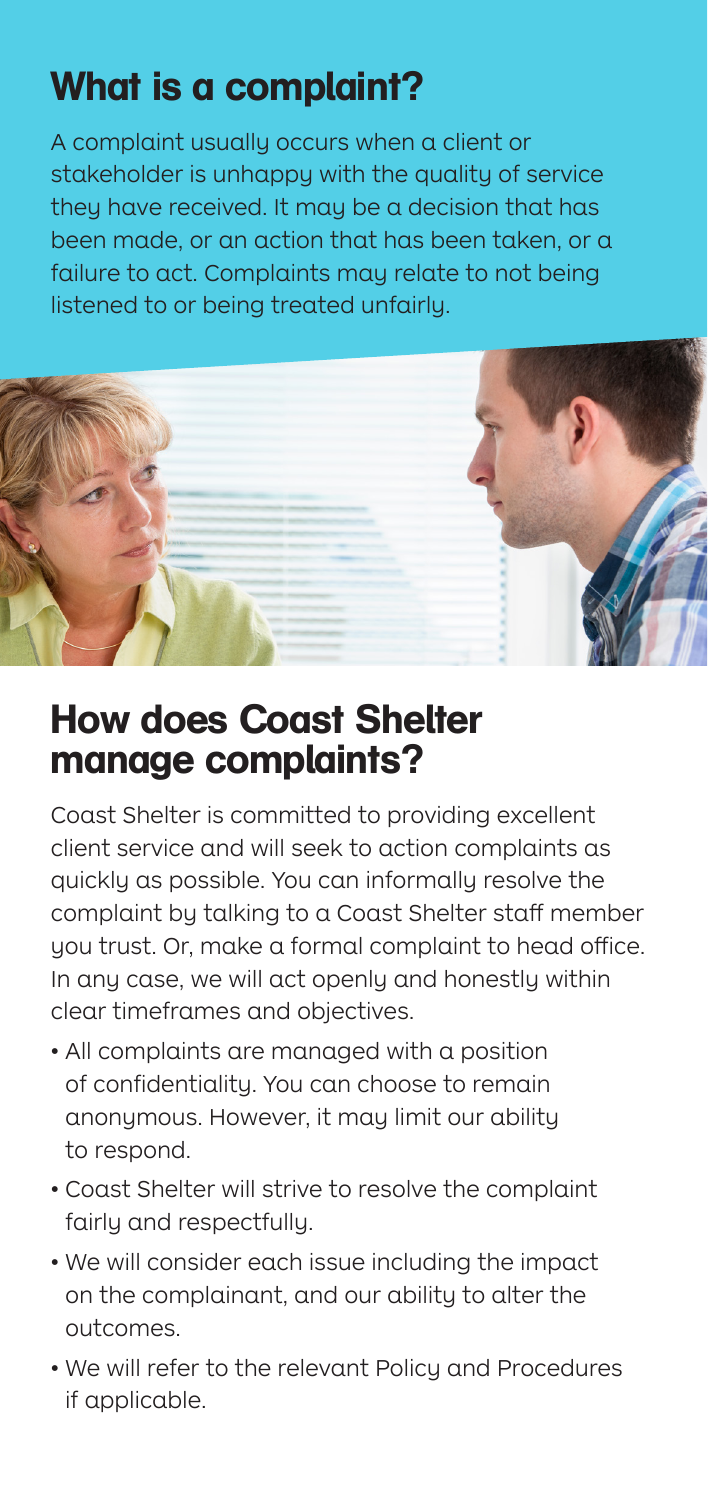## What is a complaint?

A complaint usually occurs when a client or stakeholder is unhappy with the quality of service they have received. It may be a decision that has been made, or an action that has been taken, or a failure to act. Complaints may relate to not being listened to or being treated unfairly.

## How does Coast Shelter manage complaints?

Coast Shelter is committed to providing excellent client service and will seek to action complaints as quickly as possible. You can informally resolve the complaint by talking to a Coast Shelter staff member you trust. Or, make a formal complaint to head office. In any case, we will act openly and honestly within clear timeframes and objectives.

- All complaints are managed with a position of confidentiality. You can choose to remain anonymous. However, it may limit our ability to respond.
- Coast Shelter will strive to resolve the complaint fairly and respectfully.
- We will consider each issue including the impact on the complainant, and our ability to alter the outcomes.
- We will refer to the relevant Policy and Procedures if applicable.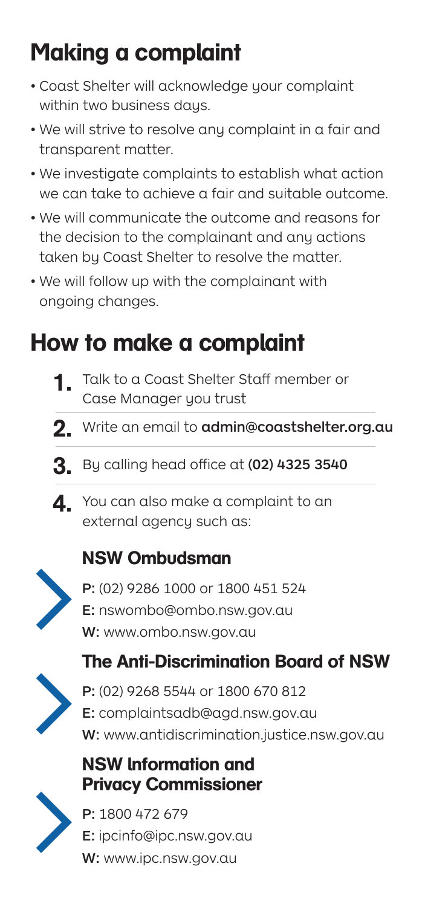## Making a complaint

- Coast Shelter will acknowledge your complaint within two business days.
- We will strive to resolve any complaint in a fair and transparent matter.
- We investigate complaints to establish what action we can take to achieve a fair and suitable outcome.
- We will communicate the outcome and reasons for the decision to the complainant and any actions taken by Coast Shelter to resolve the matter.
- We will follow up with the complainant with ongoing changes.

## How to make a complaint

1. Talk to a Coast Shelter Staff member or Case Manager you trust
2. Write an email to **admin@coastshelter.org.au**
3. By calling head office at **(02) 4325 3540**
4. You can also make a complaint to an external agency such as:

### NSW Ombudsman

**P:** (02) 9286 1000 or 1800 451 524
**E:** nswombo@ombo.nsw.gov.au
**W:** www.ombo.nsw.gov.au

### The Anti-Discrimination Board of NSW

**P:** (02) 9268 5544 or 1800 670 812
**E:** complaintsadb@agd.nsw.gov.au
**W:** www.antidiscrimination.justice.nsw.gov.au

### NSW Information and Privacy Commissioner

**P:** 1800 472 679
**E:** ipcinfo@ipc.nsw.gov.au
**W:** www.ipc.nsw.gov.au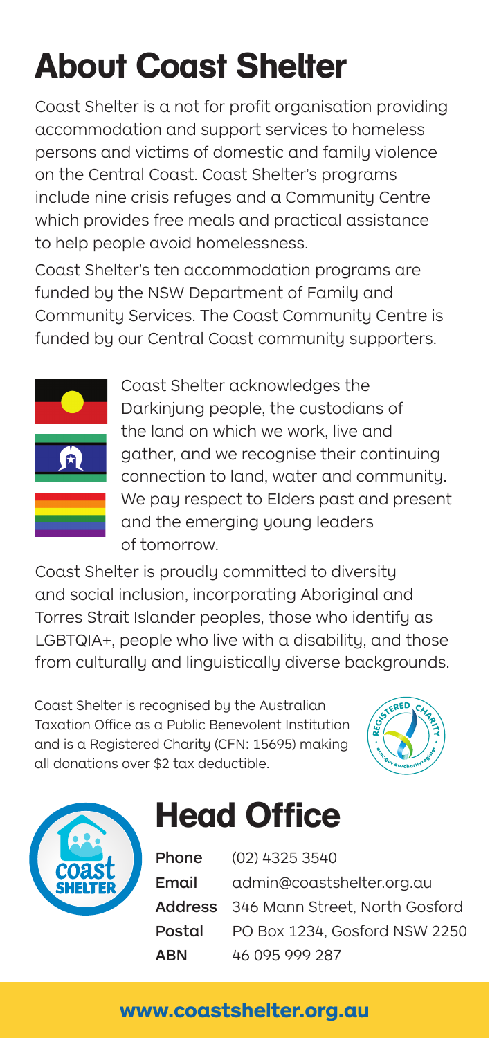# About Coast Shelter

Coast Shelter is a not for profit organisation providing accommodation and support services to homeless persons and victims of domestic and family violence on the Central Coast. Coast Shelter's programs include nine crisis refuges and a Community Centre which provides free meals and practical assistance to help people avoid homelessness.

Coast Shelter's ten accommodation programs are funded by the NSW Department of Family and Community Services. The Coast Community Centre is funded by our Central Coast community supporters.

Coast Shelter acknowledges the Darkinjung people, the custodians of the land on which we work, live and gather, and we recognise their continuing connection to land, water and community. We pay respect to Elders past and present and the emerging young leaders of tomorrow.

Coast Shelter is proudly committed to diversity and social inclusion, incorporating Aboriginal and Torres Strait Islander peoples, those who identify as LGBTQIA+, people who live with a disability, and those from culturally and linguistically diverse backgrounds.

Coast Shelter is recognised by the Australian Taxation Office as a Public Benevolent Institution and is a Registered Charity (CFN: 15695) making all donations over $2 tax deductible.

# Head Office

**Phone** (02) 4325 3540

**Email** admin@coastshelter.org.au

**Address** 346 Mann Street, North Gosford

**Postal** PO Box 1234, Gosford NSW 2250

**ABN** 46 095 999 287

**www.coastshelter.org.au**